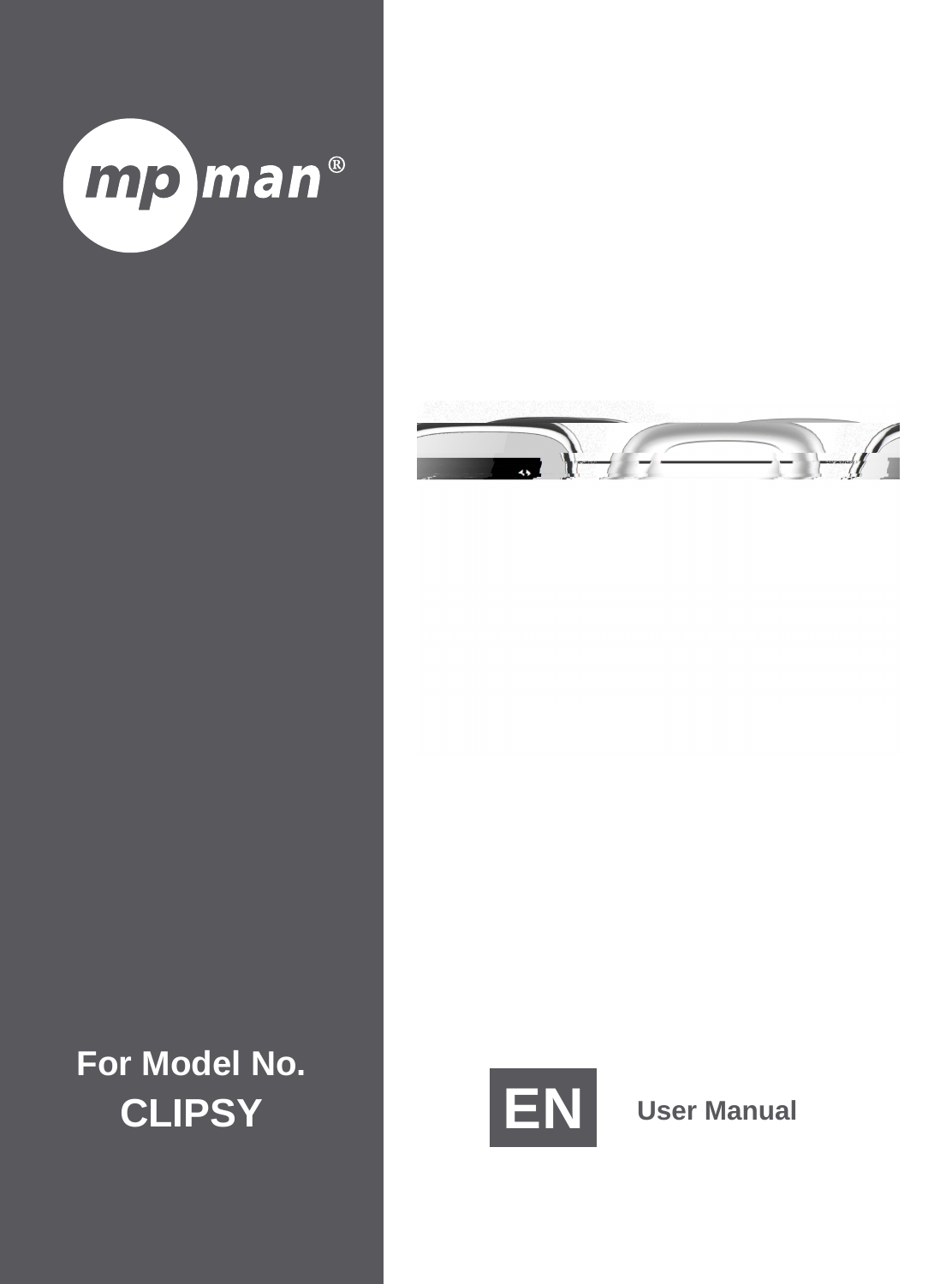mpman®

For Model No.

**CLIPSY**

EN

**User Manual**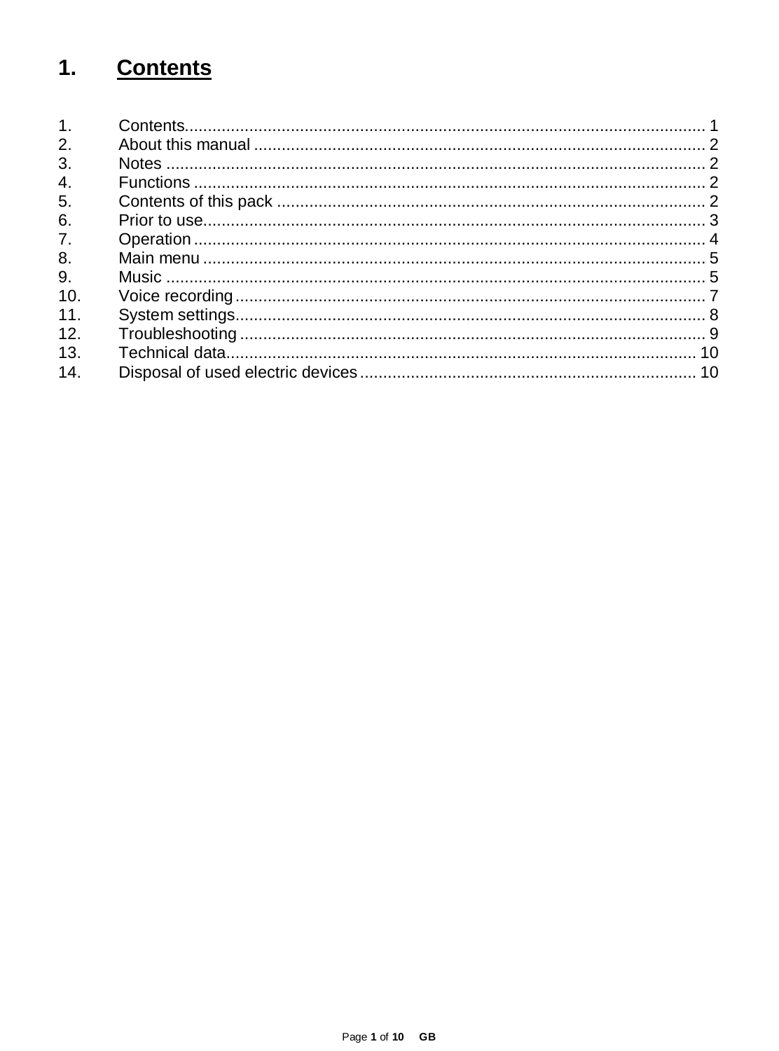# 1. Contents

1. Contents ........................................................................................................ 1
2. About this manual ......................................................................................... 2
3. Notes ............................................................................................................ 2
4. Functions ...................................................................................................... 2
5. Contents of this pack .................................................................................... 2
6. Prior to use.................................................................................................... 3
7. Operation ...................................................................................................... 4
8. Main menu .................................................................................................... 5
9. Music ............................................................................................................ 5
10. Voice recording ............................................................................................. 7
11. System settings............................................................................................. 8
12. Troubleshooting ............................................................................................ 9
13. Technical data.............................................................................................. 10
14. Disposal of used electric devices ................................................................ 10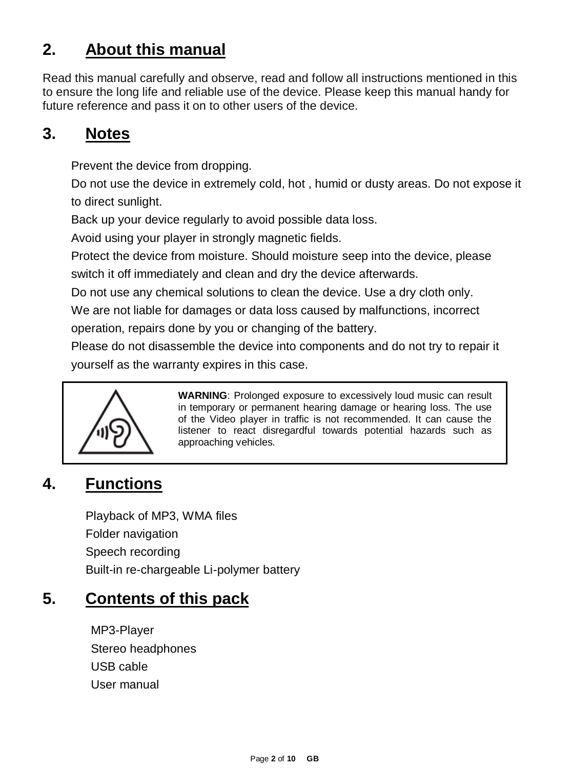## 2. About this manual

Read this manual carefully and observe, read and follow all instructions mentioned in this to ensure the long life and reliable use of the device. Please keep this manual handy for future reference and pass it on to other users of the device.

## 3. Notes

Prevent the device from dropping.
Do not use the device in extremely cold, hot , humid or dusty areas. Do not expose it to direct sunlight.
Back up your device regularly to avoid possible data loss.
Avoid using your player in strongly magnetic fields.
Protect the device from moisture. Should moisture seep into the device, please switch it off immediately and clean and dry the device afterwards.
Do not use any chemical solutions to clean the device. Use a dry cloth only.
We are not liable for damages or data loss caused by malfunctions, incorrect operation, repairs done by you or changing of the battery.
Please do not disassemble the device into components and do not try to repair it yourself as the warranty expires in this case.

**WARNING**: Prolonged exposure to excessively loud music can result in temporary or permanent hearing damage or hearing loss. The use of the Video player in traffic is not recommended. It can cause the listener to react disregardful towards potential hazards such as approaching vehicles.

## 4. Functions

Playback of MP3, WMA files
Folder navigation
Speech recording
Built-in re-chargeable Li-polymer battery

## 5. Contents of this pack

MP3-Player
Stereo headphones
USB cable
User manual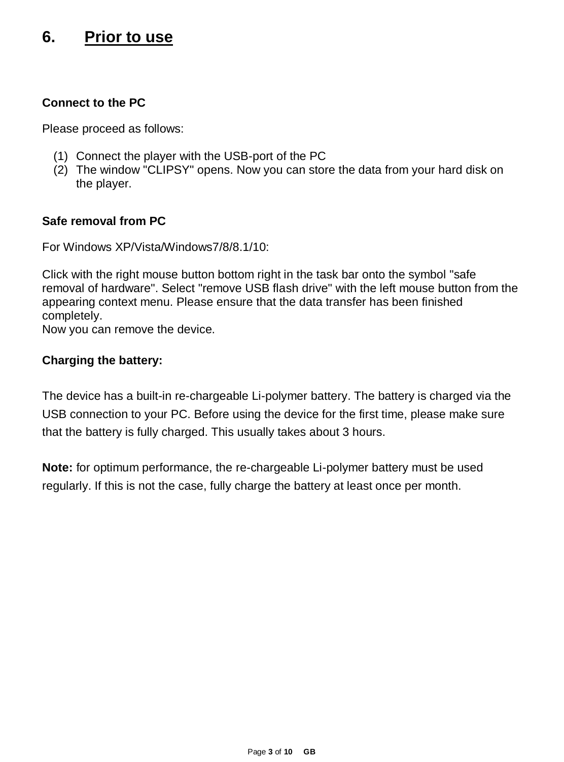# 6. Prior to use

**Connect to the PC**

Please proceed as follows:

(1) Connect the player with the USB-port of the PC
(2) The window "CLIPSY" opens. Now you can store the data from your hard disk on the player.

**Safe removal from PC**

For Windows XP/Vista/Windows7/8/8.1/10:

Click with the right mouse button bottom right in the task bar onto the symbol "safe removal of hardware". Select "remove USB flash drive" with the left mouse button from the appearing context menu. Please ensure that the data transfer has been finished completely.
Now you can remove the device.

**Charging the battery:**

The device has a built-in re-chargeable Li-polymer battery. The battery is charged via the USB connection to your PC. Before using the device for the first time, please make sure that the battery is fully charged. This usually takes about 3 hours.

**Note:** for optimum performance, the re-chargeable Li-polymer battery must be used regularly. If this is not the case, fully charge the battery at least once per month.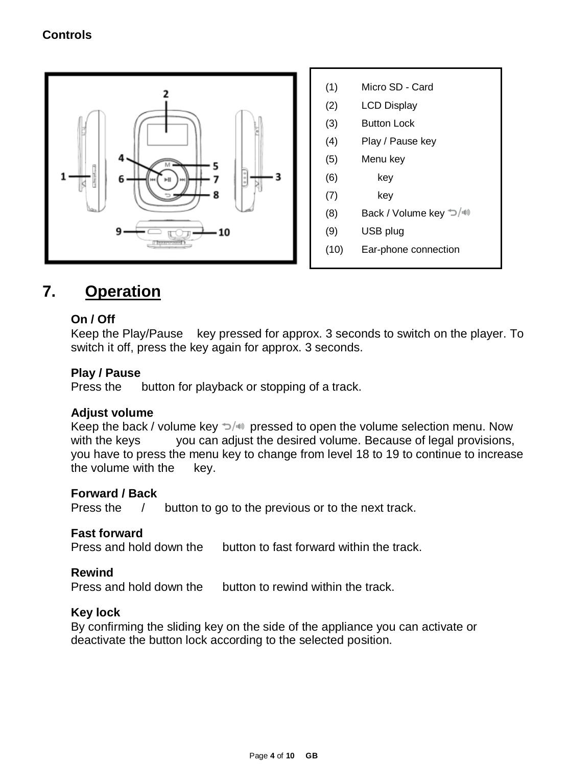**Controls**

| | |
|---|---|
| (1) | Micro SD - Card |
| (2) | LCD Display |
| (3) | Button Lock |
| (4) | Play / Pause key |
| (5) | Menu key |
| (6) | key |
| (7) | key |
| (8) | Back / Volume key |
| (9) | USB plug |
| (10) | Ear-phone connection |

# 7. Operation

**On / Off**
Keep the Play/Pause key pressed for approx. 3 seconds to switch on the player. To switch it off, press the key again for approx. 3 seconds.

**Play / Pause**
Press the button for playback or stopping of a track.

**Adjust volume**
Keep the back / volume key pressed to open the volume selection menu. Now with the keys you can adjust the desired volume. Because of legal provisions, you have to press the menu key to change from level 18 to 19 to continue to increase the volume with the key.

**Forward / Back**
Press the / button to go to the previous or to the next track.

**Fast forward**
Press and hold down the button to fast forward within the track.

**Rewind**
Press and hold down the button to rewind within the track.

**Key lock**
By confirming the sliding key on the side of the appliance you can activate or deactivate the button lock according to the selected position.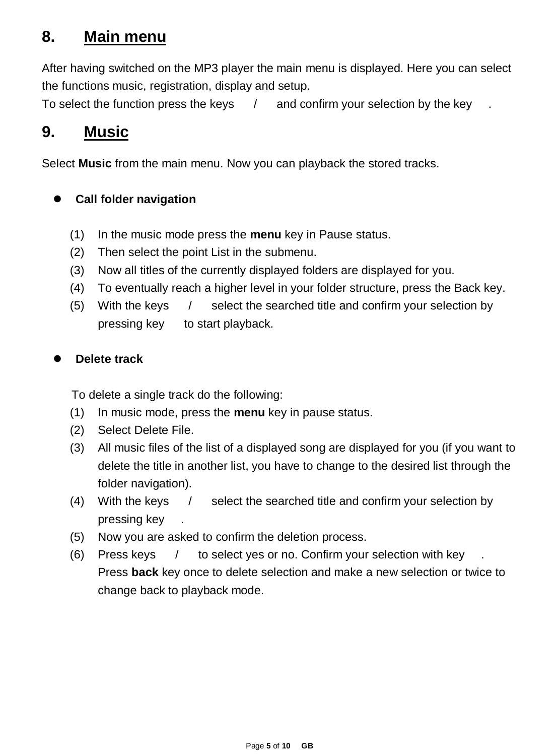## 8. Main menu

After having switched on the MP3 player the main menu is displayed. Here you can select the functions music, registration, display and setup.
To select the function press the keys / and confirm your selection by the key .

## 9. Music

Select **Music** from the main menu. Now you can playback the stored tracks.

- **Call folder navigation**

(1) In the music mode press the **menu** key in Pause status.
(2) Then select the point List in the submenu.
(3) Now all titles of the currently displayed folders are displayed for you.
(4) To eventually reach a higher level in your folder structure, press the Back key.
(5) With the keys / select the searched title and confirm your selection by pressing key to start playback.

- **Delete track**

To delete a single track do the following:
(1) In music mode, press the **menu** key in pause status.
(2) Select Delete File.
(3) All music files of the list of a displayed song are displayed for you (if you want to delete the title in another list, you have to change to the desired list through the folder navigation).
(4) With the keys / select the searched title and confirm your selection by pressing key .
(5) Now you are asked to confirm the deletion process.
(6) Press keys / to select yes or no. Confirm your selection with key .
Press **back** key once to delete selection and make a new selection or twice to change back to playback mode.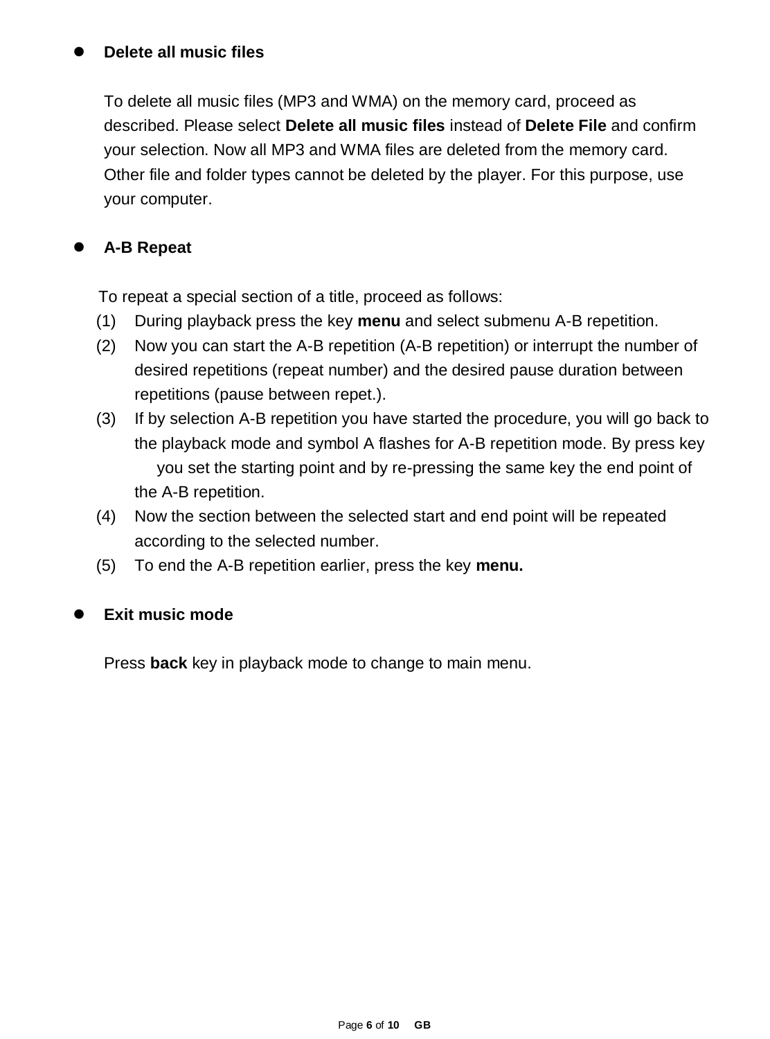- **Delete all music files**

  To delete all music files (MP3 and WMA) on the memory card, proceed as described. Please select **Delete all music files** instead of **Delete File** and confirm your selection. Now all MP3 and WMA files are deleted from the memory card. Other file and folder types cannot be deleted by the player. For this purpose, use your computer.

- **A-B Repeat**

  To repeat a special section of a title, proceed as follows:

  (1) During playback press the key **menu** and select submenu A-B repetition.

  (2) Now you can start the A-B repetition (A-B repetition) or interrupt the number of desired repetitions (repeat number) and the desired pause duration between repetitions (pause between repet.).

  (3) If by selection A-B repetition you have started the procedure, you will go back to the playback mode and symbol A flashes for A-B repetition mode. By press key you set the starting point and by re-pressing the same key the end point of the A-B repetition.

  (4) Now the section between the selected start and end point will be repeated according to the selected number.

  (5) To end the A-B repetition earlier, press the key **menu.**

- **Exit music mode**

  Press **back** key in playback mode to change to main menu.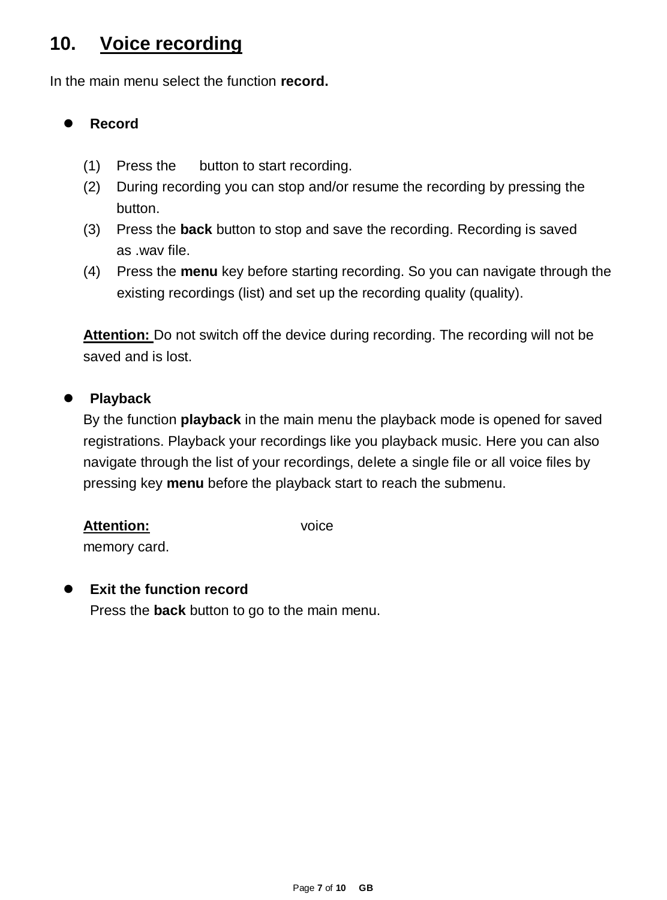## 10. Voice recording

In the main menu select the function **record.**

- **Record**

(1) Press the button to start recording.
(2) During recording you can stop and/or resume the recording by pressing the button.
(3) Press the **back** button to stop and save the recording. Recording is saved as .wav file.
(4) Press the **menu** key before starting recording. So you can navigate through the existing recordings (list) and set up the recording quality (quality).

**Attention:** Do not switch off the device during recording. The recording will not be saved and is lost.

- **Playback**

By the function **playback** in the main menu the playback mode is opened for saved registrations. Playback your recordings like you playback music. Here you can also navigate through the list of your recordings, delete a single file or all voice files by pressing key **menu** before the playback start to reach the submenu.

**Attention:** voice memory card.

- **Exit the function record**

Press the **back** button to go to the main menu.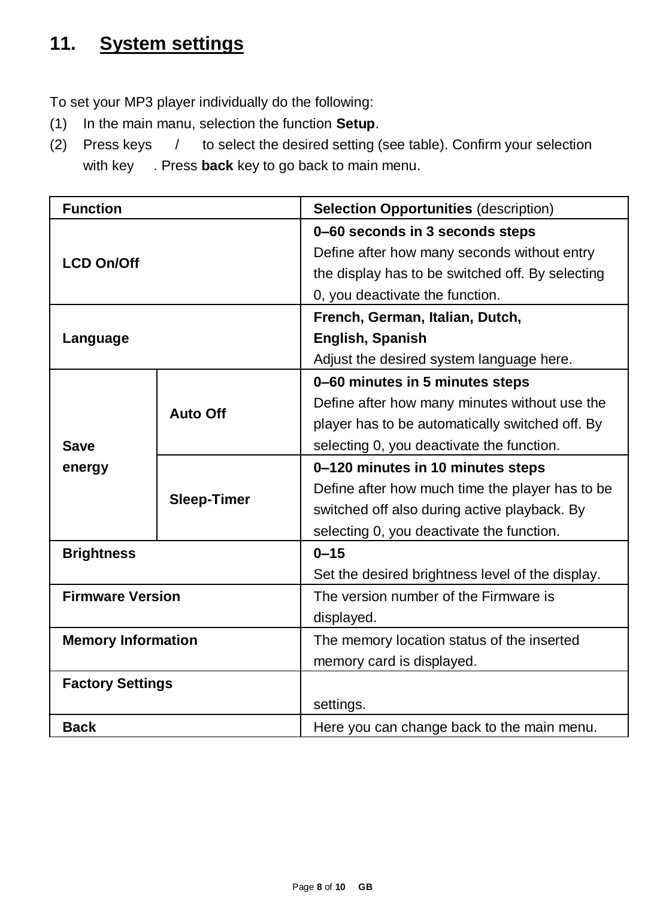## 11. System settings

To set your MP3 player individually do the following:

(1) In the main manu, selection the function **Setup**.

(2) Press keys / to select the desired setting (see table). Confirm your selection with key . Press **back** key to go back to main menu.

| **Function** | | **Selection Opportunities** (description) |
|---|---|---|
| **LCD On/Off** | | **0–60 seconds in 3 seconds steps** Define after how many seconds without entry the display has to be switched off. By selecting 0, you deactivate the function. |
| **Language** | | **French, German, Italian, Dutch, English, Spanish** Adjust the desired system language here. |
| **Save energy** | **Auto Off** | **0–60 minutes in 5 minutes steps** Define after how many minutes without use the player has to be automatically switched off. By selecting 0, you deactivate the function. |
| | **Sleep-Timer** | **0–120 minutes in 10 minutes steps** Define after how much time the player has to be switched off also during active playback. By selecting 0, you deactivate the function. |
| **Brightness** | | **0–15** Set the desired brightness level of the display. |
| **Firmware Version** | | The version number of the Firmware is displayed. |
| **Memory Information** | | The memory location status of the inserted memory card is displayed. |
| **Factory Settings** | | settings. |
| **Back** | | Here you can change back to the main menu. |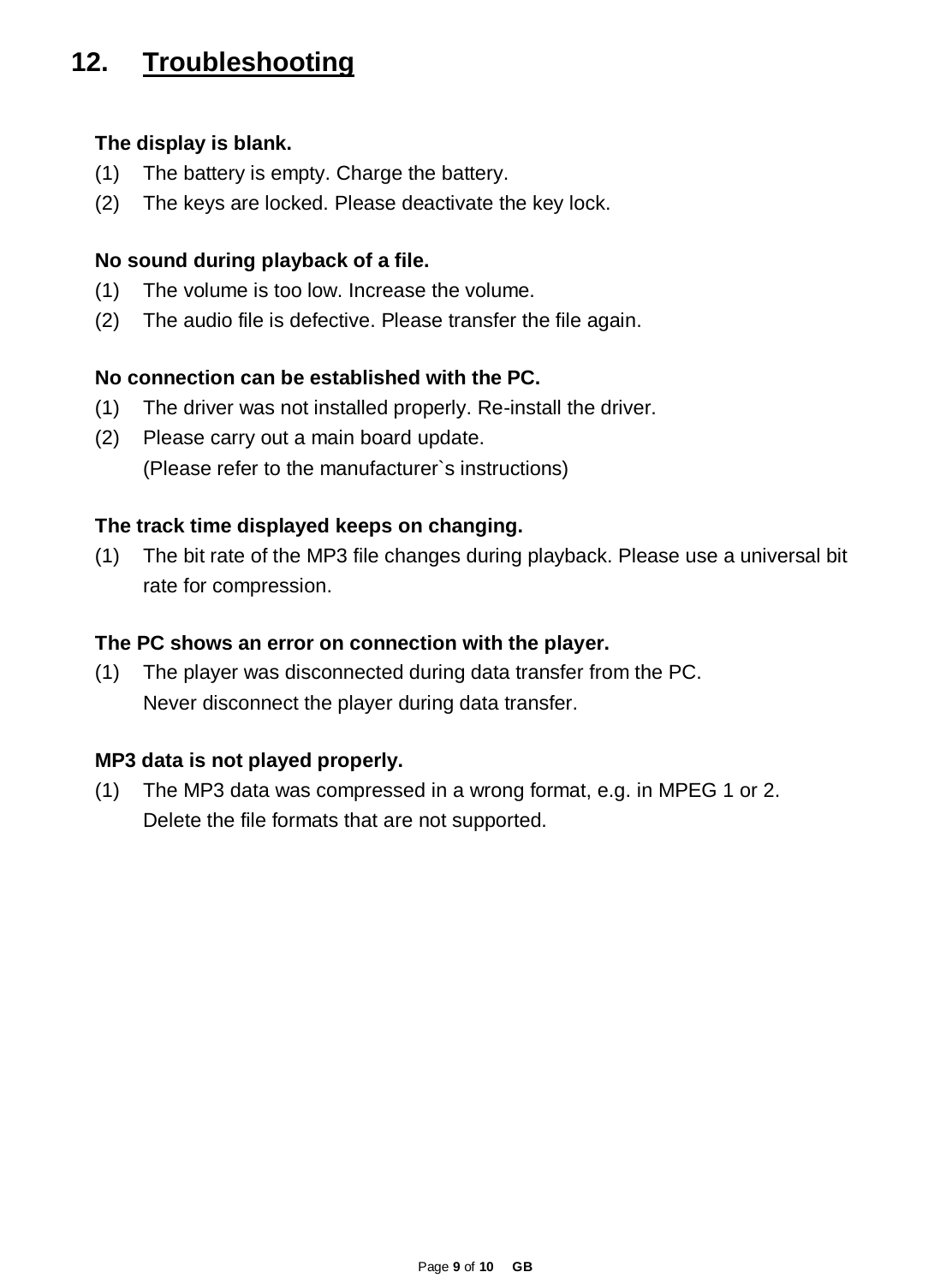# 12. Troubleshooting

**The display is blank.**

(1) The battery is empty. Charge the battery.
(2) The keys are locked. Please deactivate the key lock.

**No sound during playback of a file.**

(1) The volume is too low. Increase the volume.
(2) The audio file is defective. Please transfer the file again.

**No connection can be established with the PC.**

(1) The driver was not installed properly. Re-install the driver.
(2) Please carry out a main board update.
(Please refer to the manufacturer`s instructions)

**The track time displayed keeps on changing.**

(1) The bit rate of the MP3 file changes during playback. Please use a universal bit rate for compression.

**The PC shows an error on connection with the player.**

(1) The player was disconnected during data transfer from the PC.
Never disconnect the player during data transfer.

**MP3 data is not played properly.**

(1) The MP3 data was compressed in a wrong format, e.g. in MPEG 1 or 2.
Delete the file formats that are not supported.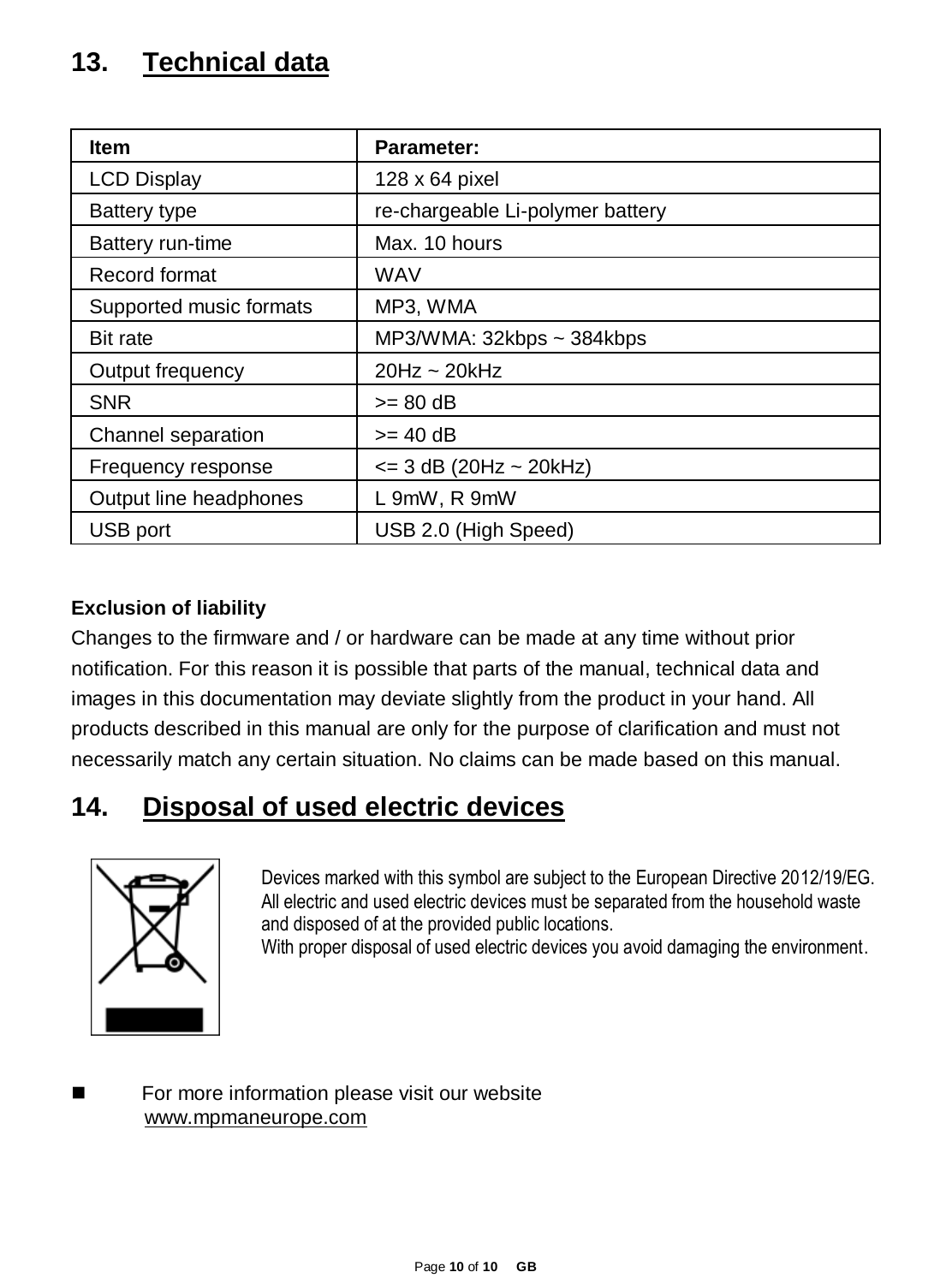## 13. Technical data

| Item | Parameter: |
|---|---|
| LCD Display | 128 x 64 pixel |
| Battery type | re-chargeable Li-polymer battery |
| Battery run-time | Max. 10 hours |
| Record format | WAV |
| Supported music formats | MP3, WMA |
| Bit rate | MP3/WMA: 32kbps ~ 384kbps |
| Output frequency | 20Hz ~ 20kHz |
| SNR | >= 80 dB |
| Channel separation | >= 40 dB |
| Frequency response | <= 3 dB (20Hz ~ 20kHz) |
| Output line headphones | L 9mW, R 9mW |
| USB port | USB 2.0 (High Speed) |

**Exclusion of liability**

Changes to the firmware and / or hardware can be made at any time without prior notification. For this reason it is possible that parts of the manual, technical data and images in this documentation may deviate slightly from the product in your hand. All products described in this manual are only for the purpose of clarification and must not necessarily match any certain situation. No claims can be made based on this manual.

## 14. Disposal of used electric devices

Devices marked with this symbol are subject to the European Directive 2012/19/EG. All electric and used electric devices must be separated from the household waste and disposed of at the provided public locations.
With proper disposal of used electric devices you avoid damaging the environment.

- For more information please visit our website www.mpmaneurope.com